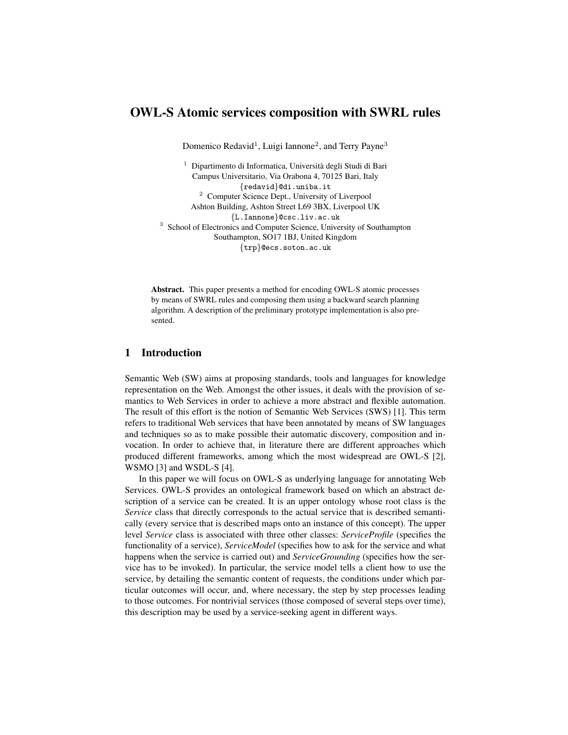# OWL-S Atomic services composition with SWRL rules

Domenico Redavid[1], Luigi Iannone[2], and Terry Payne[3]

[1] Dipartimento di Informatica, Università degli Studi di Bari
Campus Universitario, Via Orabona 4, 70125 Bari, Italy
{redavid}@di.uniba.it

[2] Computer Science Dept., University of Liverpool
Ashton Building, Ashton Street L69 3BX, Liverpool UK
{L.Iannone}@csc.liv.ac.uk

[3] School of Electronics and Computer Science, University of Southampton
Southampton, SO17 1BJ, United Kingdom
{trp}@ecs.soton.ac.uk

**Abstract.** This paper presents a method for encoding OWL-S atomic processes by means of SWRL rules and composing them using a backward search planning algorithm. A description of the preliminary prototype implementation is also presented.

## 1 Introduction

Semantic Web (SW) aims at proposing standards, tools and languages for knowledge representation on the Web. Amongst the other issues, it deals with the provision of semantics to Web Services in order to achieve a more abstract and flexible automation. The result of this effort is the notion of Semantic Web Services (SWS) [1]. This term refers to traditional Web services that have been annotated by means of SW languages and techniques so as to make possible their automatic discovery, composition and invocation. In order to achieve that, in literature there are different approaches which produced different frameworks, among which the most widespread are OWL-S [2], WSMO [3] and WSDL-S [4].

In this paper we will focus on OWL-S as underlying language for annotating Web Services. OWL-S provides an ontological framework based on which an abstract description of a service can be created. It is an upper ontology whose root class is the *Service* class that directly corresponds to the actual service that is described semantically (every service that is described maps onto an instance of this concept). The upper level *Service* class is associated with three other classes: *ServiceProfile* (specifies the functionality of a service), *ServiceModel* (specifies how to ask for the service and what happens when the service is carried out) and *ServiceGrounding* (specifies how the service has to be invoked). In particular, the service model tells a client how to use the service, by detailing the semantic content of requests, the conditions under which particular outcomes will occur, and, where necessary, the step by step processes leading to those outcomes. For nontrivial services (those composed of several steps over time), this description may be used by a service-seeking agent in different ways.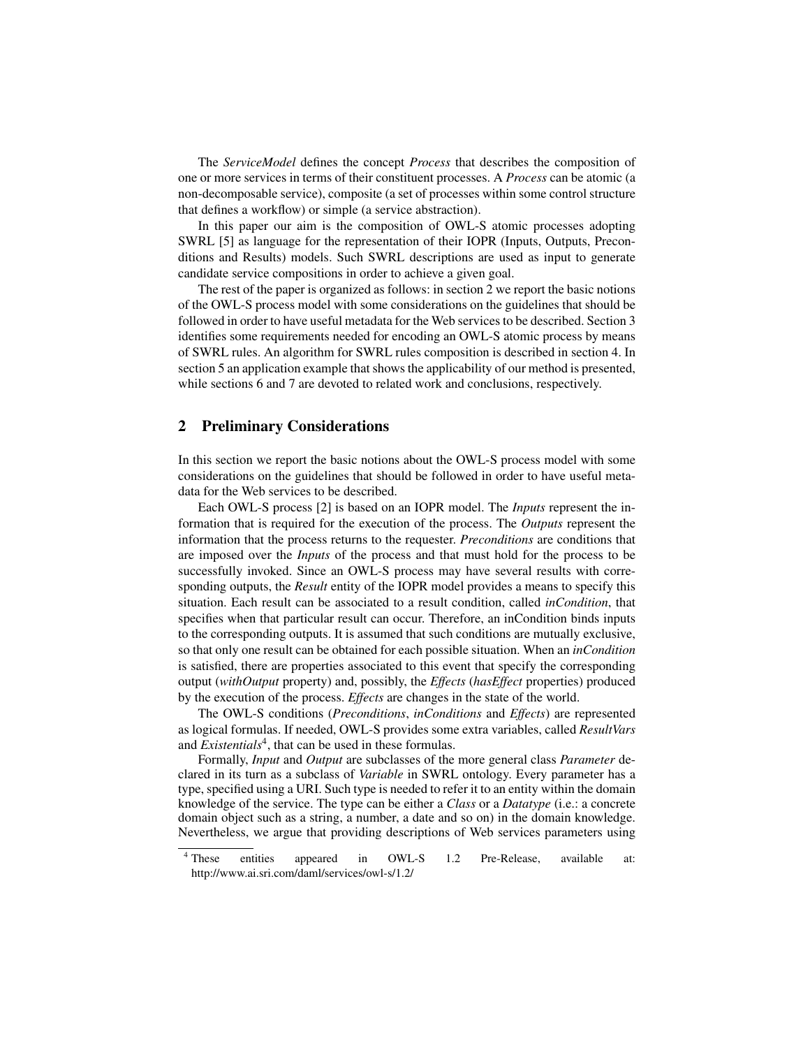The *ServiceModel* defines the concept *Process* that describes the composition of one or more services in terms of their constituent processes. A *Process* can be atomic (a non-decomposable service), composite (a set of processes within some control structure that defines a workflow) or simple (a service abstraction).

In this paper our aim is the composition of OWL-S atomic processes adopting SWRL [5] as language for the representation of their IOPR (Inputs, Outputs, Preconditions and Results) models. Such SWRL descriptions are used as input to generate candidate service compositions in order to achieve a given goal.

The rest of the paper is organized as follows: in section 2 we report the basic notions of the OWL-S process model with some considerations on the guidelines that should be followed in order to have useful metadata for the Web services to be described. Section 3 identifies some requirements needed for encoding an OWL-S atomic process by means of SWRL rules. An algorithm for SWRL rules composition is described in section 4. In section 5 an application example that shows the applicability of our method is presented, while sections 6 and 7 are devoted to related work and conclusions, respectively.

## 2 Preliminary Considerations

In this section we report the basic notions about the OWL-S process model with some considerations on the guidelines that should be followed in order to have useful metadata for the Web services to be described.

Each OWL-S process [2] is based on an IOPR model. The *Inputs* represent the information that is required for the execution of the process. The *Outputs* represent the information that the process returns to the requester. *Preconditions* are conditions that are imposed over the *Inputs* of the process and that must hold for the process to be successfully invoked. Since an OWL-S process may have several results with corresponding outputs, the *Result* entity of the IOPR model provides a means to specify this situation. Each result can be associated to a result condition, called *inCondition*, that specifies when that particular result can occur. Therefore, an inCondition binds inputs to the corresponding outputs. It is assumed that such conditions are mutually exclusive, so that only one result can be obtained for each possible situation. When an *inCondition* is satisfied, there are properties associated to this event that specify the corresponding output (*withOutput* property) and, possibly, the *Effects* (*hasEffect* properties) produced by the execution of the process. *Effects* are changes in the state of the world.

The OWL-S conditions (*Preconditions*, *inConditions* and *Effects*) are represented as logical formulas. If needed, OWL-S provides some extra variables, called *ResultVars* and *Existentials*[4], that can be used in these formulas.

Formally, *Input* and *Output* are subclasses of the more general class *Parameter* declared in its turn as a subclass of *Variable* in SWRL ontology. Every parameter has a type, specified using a URI. Such type is needed to refer it to an entity within the domain knowledge of the service. The type can be either a *Class* or a *Datatype* (i.e.: a concrete domain object such as a string, a number, a date and so on) in the domain knowledge. Nevertheless, we argue that providing descriptions of Web services parameters using

[4] These entities appeared in OWL-S 1.2 Pre-Release, available at: http://www.ai.sri.com/daml/services/owl-s/1.2/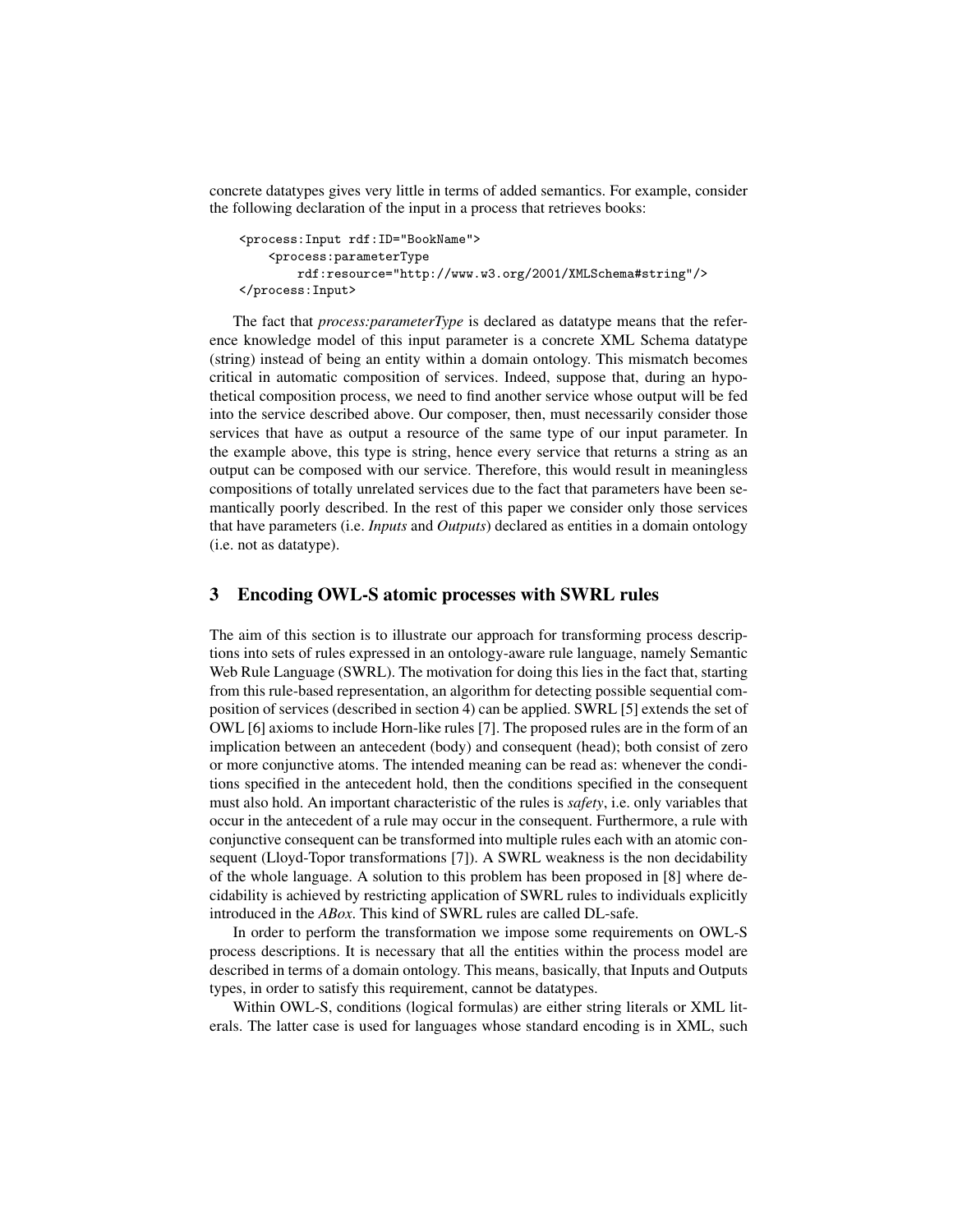concrete datatypes gives very little in terms of added semantics. For example, consider the following declaration of the input in a process that retrieves books:

```
<process:Input rdf:ID="BookName">
    <process:parameterType
        rdf:resource="http://www.w3.org/2001/XMLSchema#string"/>
</process:Input>
```

The fact that *process:parameterType* is declared as datatype means that the reference knowledge model of this input parameter is a concrete XML Schema datatype (string) instead of being an entity within a domain ontology. This mismatch becomes critical in automatic composition of services. Indeed, suppose that, during an hypothetical composition process, we need to find another service whose output will be fed into the service described above. Our composer, then, must necessarily consider those services that have as output a resource of the same type of our input parameter. In the example above, this type is string, hence every service that returns a string as an output can be composed with our service. Therefore, this would result in meaningless compositions of totally unrelated services due to the fact that parameters have been semantically poorly described. In the rest of this paper we consider only those services that have parameters (i.e. *Inputs* and *Outputs*) declared as entities in a domain ontology (i.e. not as datatype).

## 3 Encoding OWL-S atomic processes with SWRL rules

The aim of this section is to illustrate our approach for transforming process descriptions into sets of rules expressed in an ontology-aware rule language, namely Semantic Web Rule Language (SWRL). The motivation for doing this lies in the fact that, starting from this rule-based representation, an algorithm for detecting possible sequential composition of services (described in section 4) can be applied. SWRL [5] extends the set of OWL [6] axioms to include Horn-like rules [7]. The proposed rules are in the form of an implication between an antecedent (body) and consequent (head); both consist of zero or more conjunctive atoms. The intended meaning can be read as: whenever the conditions specified in the antecedent hold, then the conditions specified in the consequent must also hold. An important characteristic of the rules is *safety*, i.e. only variables that occur in the antecedent of a rule may occur in the consequent. Furthermore, a rule with conjunctive consequent can be transformed into multiple rules each with an atomic consequent (Lloyd-Topor transformations [7]). A SWRL weakness is the non decidability of the whole language. A solution to this problem has been proposed in [8] where decidability is achieved by restricting application of SWRL rules to individuals explicitly introduced in the *ABox*. This kind of SWRL rules are called DL-safe.

In order to perform the transformation we impose some requirements on OWL-S process descriptions. It is necessary that all the entities within the process model are described in terms of a domain ontology. This means, basically, that Inputs and Outputs types, in order to satisfy this requirement, cannot be datatypes.

Within OWL-S, conditions (logical formulas) are either string literals or XML literals. The latter case is used for languages whose standard encoding is in XML, such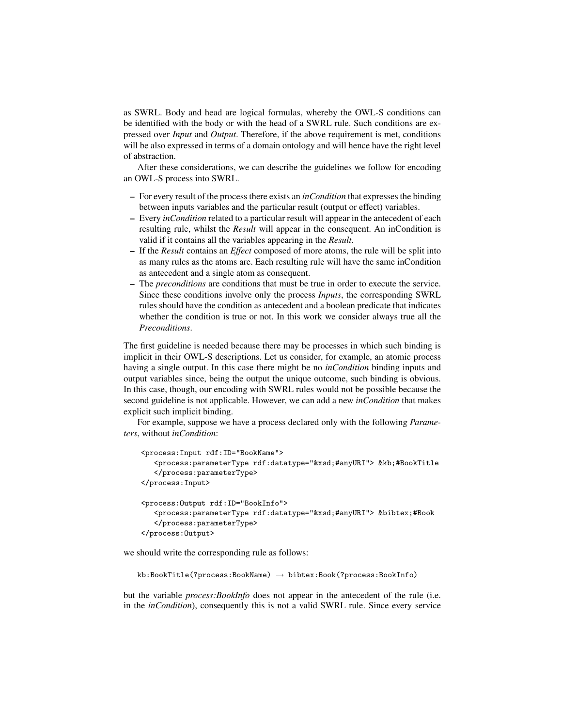as SWRL. Body and head are logical formulas, whereby the OWL-S conditions can be identified with the body or with the head of a SWRL rule. Such conditions are expressed over *Input* and *Output*. Therefore, if the above requirement is met, conditions will be also expressed in terms of a domain ontology and will hence have the right level of abstraction.

After these considerations, we can describe the guidelines we follow for encoding an OWL-S process into SWRL.

- For every result of the process there exists an *inCondition* that expresses the binding between inputs variables and the particular result (output or effect) variables.
- Every *inCondition* related to a particular result will appear in the antecedent of each resulting rule, whilst the *Result* will appear in the consequent. An inCondition is valid if it contains all the variables appearing in the *Result*.
- If the *Result* contains an *Effect* composed of more atoms, the rule will be split into as many rules as the atoms are. Each resulting rule will have the same inCondition as antecedent and a single atom as consequent.
- The *preconditions* are conditions that must be true in order to execute the service. Since these conditions involve only the process *Inputs*, the corresponding SWRL rules should have the condition as antecedent and a boolean predicate that indicates whether the condition is true or not. In this work we consider always true all the *Preconditions*.

The first guideline is needed because there may be processes in which such binding is implicit in their OWL-S descriptions. Let us consider, for example, an atomic process having a single output. In this case there might be no *inCondition* binding inputs and output variables since, being the output the unique outcome, such binding is obvious. In this case, though, our encoding with SWRL rules would not be possible because the second guideline is not applicable. However, we can add a new *inCondition* that makes explicit such implicit binding.

For example, suppose we have a process declared only with the following *Parameters*, without *inCondition*:

```
<process:Input rdf:ID="BookName">
   <process:parameterType rdf:datatype="&xsd;#anyURI"> &kb;#BookTitle
   </process:parameterType>
</process:Input>

<process:Output rdf:ID="BookInfo">
   <process:parameterType rdf:datatype="&xsd;#anyURI"> &bibtex;#Book
   </process:parameterType>
</process:Output>
```

we should write the corresponding rule as follows:

```
kb:BookTitle(?process:BookName) → bibtex:Book(?process:BookInfo)
```

but the variable *process:BookInfo* does not appear in the antecedent of the rule (i.e. in the *inCondition*), consequently this is not a valid SWRL rule. Since every service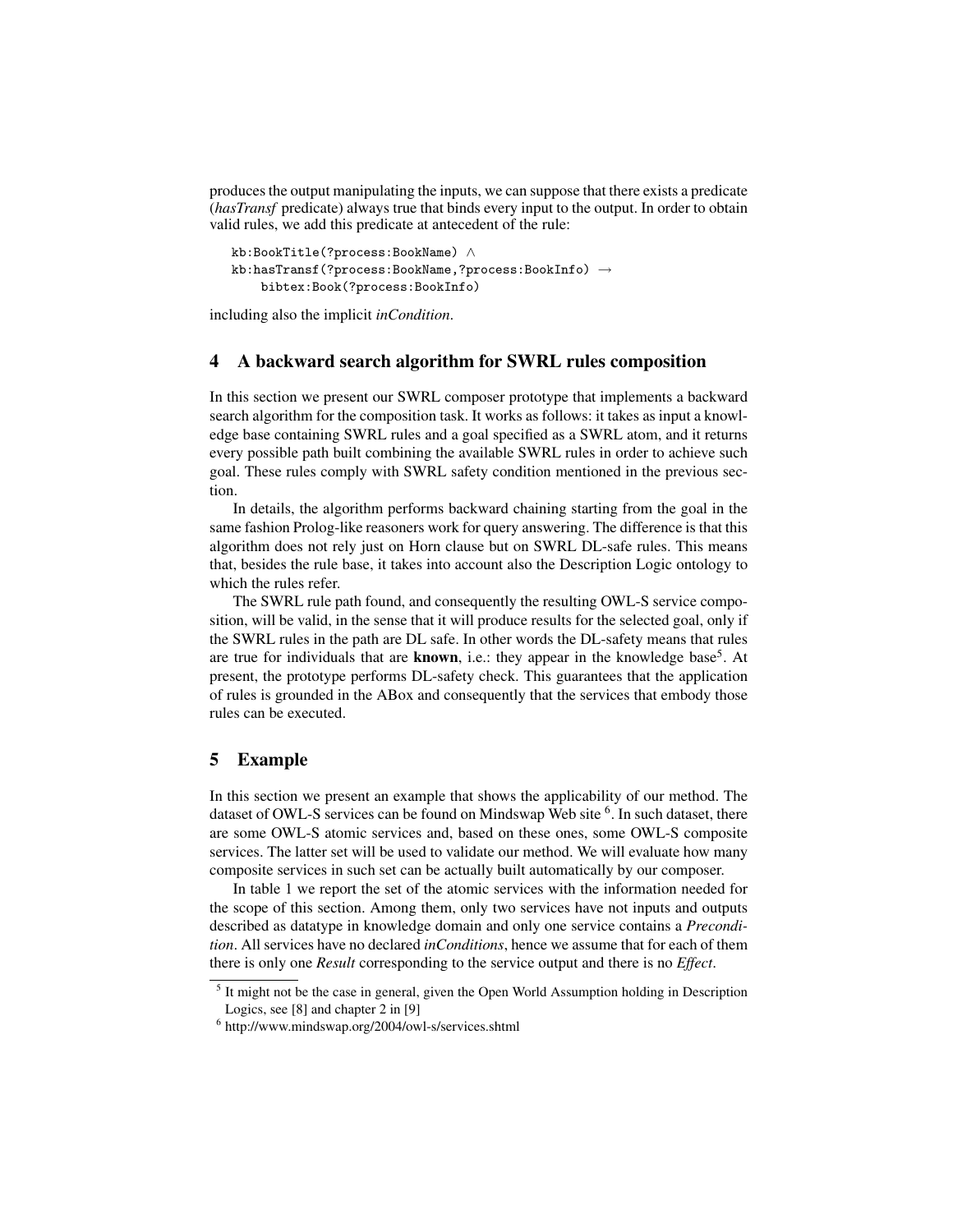produces the output manipulating the inputs, we can suppose that there exists a predicate (*hasTransf* predicate) always true that binds every input to the output. In order to obtain valid rules, we add this predicate at antecedent of the rule:

```
kb:BookTitle(?process:BookName) ∧
kb:hasTransf(?process:BookName,?process:BookInfo) →
    bibtex:Book(?process:BookInfo)
```

including also the implicit *inCondition*.

## 4 A backward search algorithm for SWRL rules composition

In this section we present our SWRL composer prototype that implements a backward search algorithm for the composition task. It works as follows: it takes as input a knowledge base containing SWRL rules and a goal specified as a SWRL atom, and it returns every possible path built combining the available SWRL rules in order to achieve such goal. These rules comply with SWRL safety condition mentioned in the previous section.

In details, the algorithm performs backward chaining starting from the goal in the same fashion Prolog-like reasoners work for query answering. The difference is that this algorithm does not rely just on Horn clause but on SWRL DL-safe rules. This means that, besides the rule base, it takes into account also the Description Logic ontology to which the rules refer.

The SWRL rule path found, and consequently the resulting OWL-S service composition, will be valid, in the sense that it will produce results for the selected goal, only if the SWRL rules in the path are DL safe. In other words the DL-safety means that rules are true for individuals that are **known**, i.e.: they appear in the knowledge base[5]. At present, the prototype performs DL-safety check. This guarantees that the application of rules is grounded in the ABox and consequently that the services that embody those rules can be executed.

## 5 Example

In this section we present an example that shows the applicability of our method. The dataset of OWL-S services can be found on Mindswap Web site [6]. In such dataset, there are some OWL-S atomic services and, based on these ones, some OWL-S composite services. The latter set will be used to validate our method. We will evaluate how many composite services in such set can be actually built automatically by our composer.

In table 1 we report the set of the atomic services with the information needed for the scope of this section. Among them, only two services have not inputs and outputs described as datatype in knowledge domain and only one service contains a *Precondition*. All services have no declared *inConditions*, hence we assume that for each of them there is only one *Result* corresponding to the service output and there is no *Effect*.

[5] It might not be the case in general, given the Open World Assumption holding in Description Logics, see [8] and chapter 2 in [9]

[6] http://www.mindswap.org/2004/owl-s/services.shtml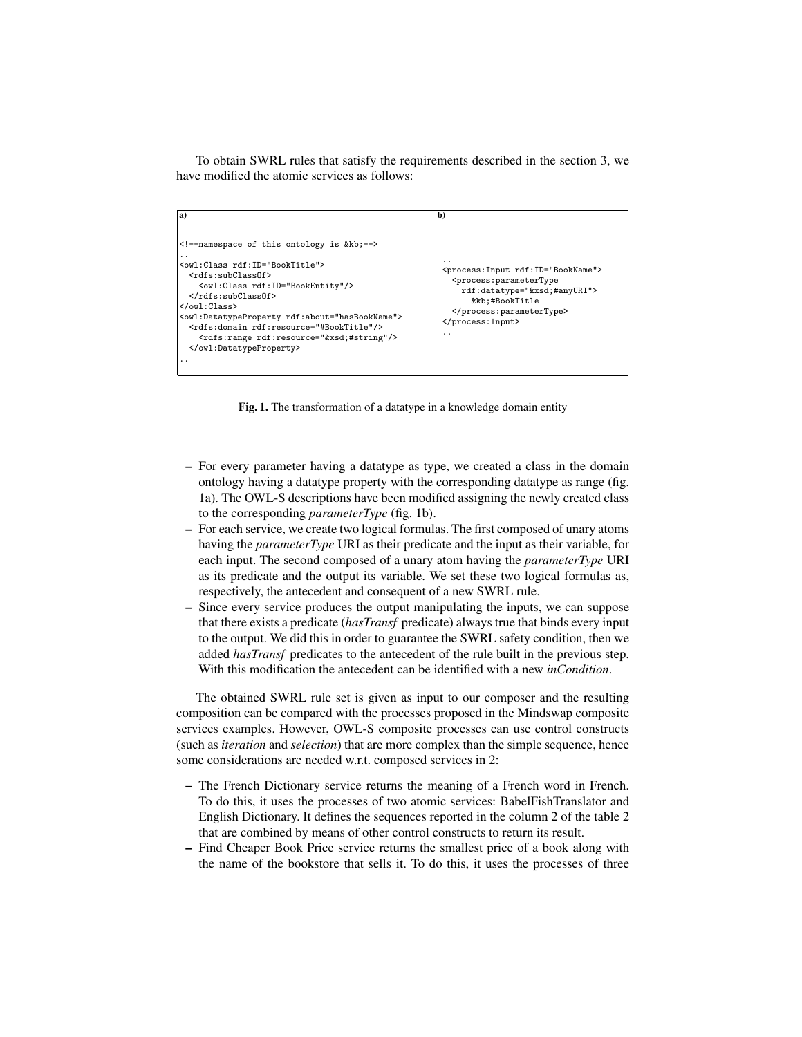To obtain SWRL rules that satisfy the requirements described in the section 3, we have modified the atomic services as follows:

a)

```
<!--namespace of this ontology is &kb;-->
..
<owl:Class rdf:ID="BookTitle">
  <rdfs:subClassOf>
    <owl:Class rdf:ID="BookEntity"/>
  </rdfs:subClassOf>
</owl:Class>
<owl:DatatypeProperty rdf:about="hasBookName">
  <rdfs:domain rdf:resource="#BookTitle"/>
    <rdfs:range rdf:resource="&xsd;#string"/>
  </owl:DatatypeProperty>
..
```

b)

```
..
<process:Input rdf:ID="BookName">
  <process:parameterType
    rdf:datatype="&xsd;#anyURI">
      &kb;#BookTitle
  </process:parameterType>
</process:Input>
..
```

**Fig. 1.** The transformation of a datatype in a knowledge domain entity

- For every parameter having a datatype as type, we created a class in the domain ontology having a datatype property with the corresponding datatype as range (fig. 1a). The OWL-S descriptions have been modified assigning the newly created class to the corresponding *parameterType* (fig. 1b).
- For each service, we create two logical formulas. The first composed of unary atoms having the *parameterType* URI as their predicate and the input as their variable, for each input. The second composed of a unary atom having the *parameterType* URI as its predicate and the output its variable. We set these two logical formulas as, respectively, the antecedent and consequent of a new SWRL rule.
- Since every service produces the output manipulating the inputs, we can suppose that there exists a predicate (*hasTransf* predicate) always true that binds every input to the output. We did this in order to guarantee the SWRL safety condition, then we added *hasTransf* predicates to the antecedent of the rule built in the previous step. With this modification the antecedent can be identified with a new *inCondition*.

The obtained SWRL rule set is given as input to our composer and the resulting composition can be compared with the processes proposed in the Mindswap composite services examples. However, OWL-S composite processes can use control constructs (such as *iteration* and *selection*) that are more complex than the simple sequence, hence some considerations are needed w.r.t. composed services in 2:

- The French Dictionary service returns the meaning of a French word in French. To do this, it uses the processes of two atomic services: BabelFishTranslator and English Dictionary. It defines the sequences reported in the column 2 of the table 2 that are combined by means of other control constructs to return its result.
- Find Cheaper Book Price service returns the smallest price of a book along with the name of the bookstore that sells it. To do this, it uses the processes of three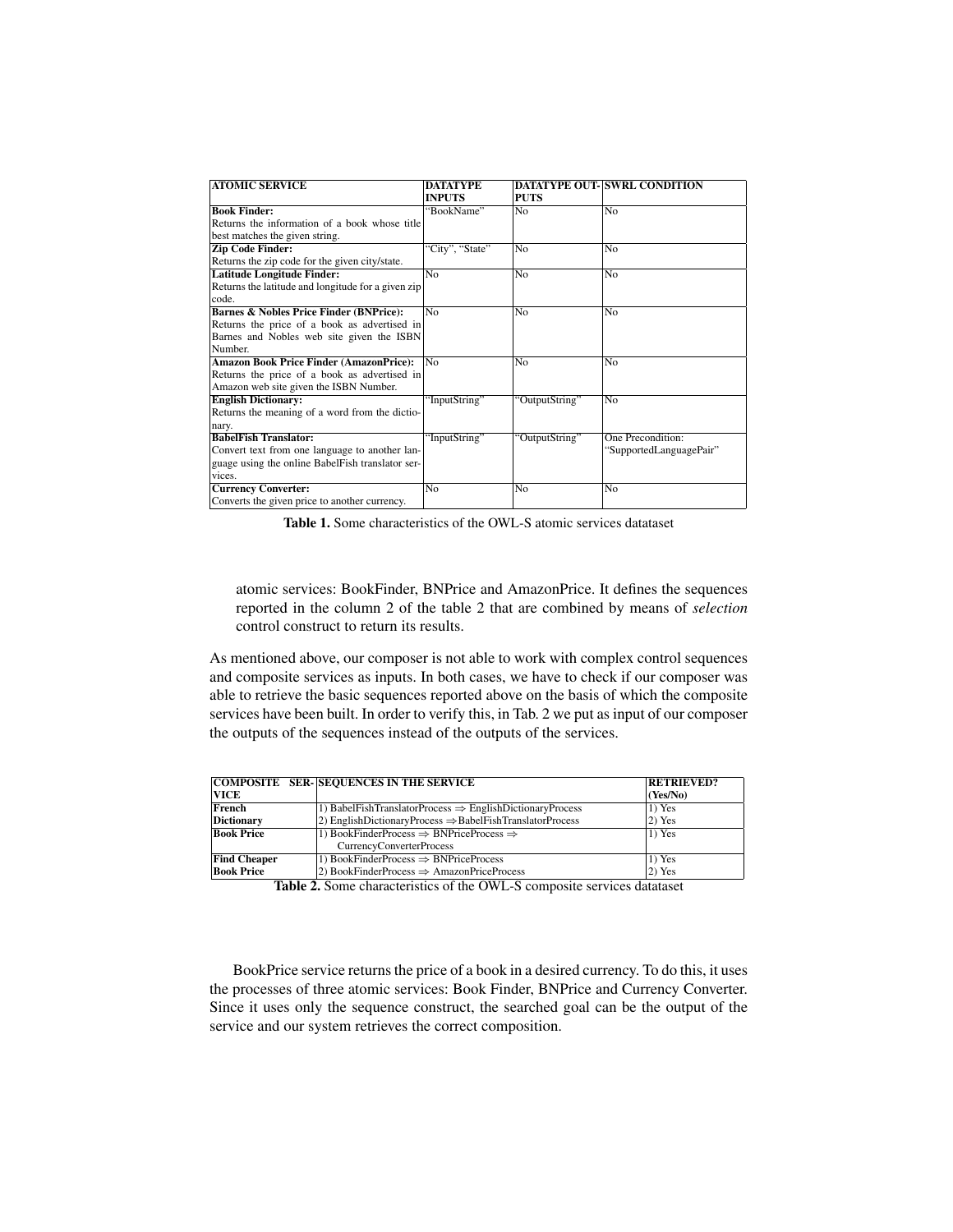| ATOMIC SERVICE | DATATYPE INPUTS | DATATYPE OUTPUTS | SWRL CONDITION |
|---|---|---|---|
| **Book Finder:** Returns the information of a book whose title best matches the given string. | "BookName" | No | No |
| **Zip Code Finder:** Returns the zip code for the given city/state. | "City", "State" | No | No |
| **Latitude Longitude Finder:** Returns the latitude and longitude for a given zip code. | No | No | No |
| **Barnes & Nobles Price Finder (BNPrice):** Returns the price of a book as advertised in Barnes and Nobles web site given the ISBN Number. | No | No | No |
| **Amazon Book Price Finder (AmazonPrice):** Returns the price of a book as advertised in Amazon web site given the ISBN Number. | No | No | No |
| **English Dictionary:** Returns the meaning of a word from the dictionary. | "InputString" | "OutputString" | No |
| **BabelFish Translator:** Convert text from one language to another language using the online BabelFish translator services. | "InputString" | "OutputString" | One Precondition: "SupportedLanguagePair" |
| **Currency Converter:** Converts the given price to another currency. | No | No | No |

**Table 1.** Some characteristics of the OWL-S atomic services datataset

atomic services: BookFinder, BNPrice and AmazonPrice. It defines the sequences reported in the column 2 of the table 2 that are combined by means of *selection* control construct to return its results.

As mentioned above, our composer is not able to work with complex control sequences and composite services as inputs. In both cases, we have to check if our composer was able to retrieve the basic sequences reported above on the basis of which the composite services have been built. In order to verify this, in Tab. 2 we put as input of our composer the outputs of the sequences instead of the outputs of the services.

| COMPOSITE SERVICE | SEQUENCES IN THE SERVICE | RETRIEVED? (Yes/No) |
|---|---|---|
| **French Dictionary** | 1) BabelFishTranslatorProcess ⇒ EnglishDictionaryProcess<br>2) EnglishDictionaryProcess ⇒ BabelFishTranslatorProcess | 1) Yes<br>2) Yes |
| **Book Price** | 1) BookFinderProcess ⇒ BNPriceProcess ⇒ CurrencyConverterProcess | 1) Yes |
| **Find Cheaper Book Price** | 1) BookFinderProcess ⇒ BNPriceProcess<br>2) BookFinderProcess ⇒ AmazonPriceProcess | 1) Yes<br>2) Yes |

**Table 2.** Some characteristics of the OWL-S composite services datataset

BookPrice service returns the price of a book in a desired currency. To do this, it uses the processes of three atomic services: Book Finder, BNPrice and Currency Converter. Since it uses only the sequence construct, the searched goal can be the output of the service and our system retrieves the correct composition.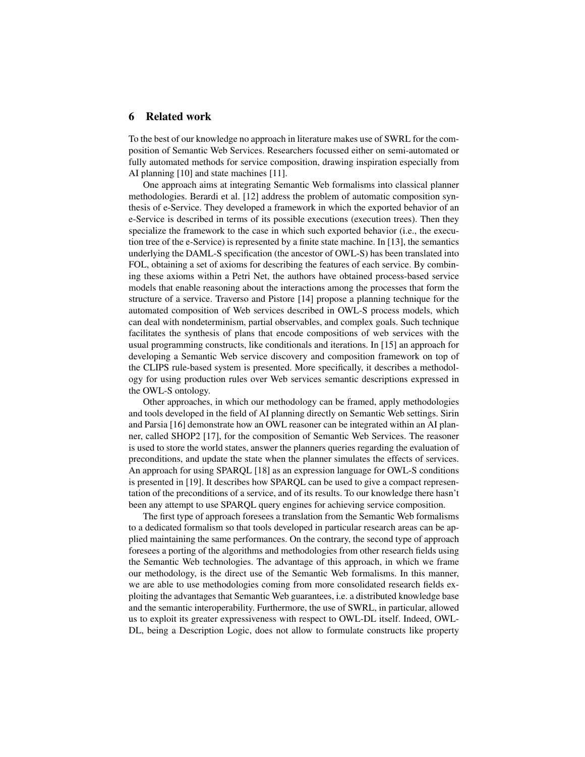## 6 Related work

To the best of our knowledge no approach in literature makes use of SWRL for the composition of Semantic Web Services. Researchers focussed either on semi-automated or fully automated methods for service composition, drawing inspiration especially from AI planning [10] and state machines [11].

One approach aims at integrating Semantic Web formalisms into classical planner methodologies. Berardi et al. [12] address the problem of automatic composition synthesis of e-Service. They developed a framework in which the exported behavior of an e-Service is described in terms of its possible executions (execution trees). Then they specialize the framework to the case in which such exported behavior (i.e., the execution tree of the e-Service) is represented by a finite state machine. In [13], the semantics underlying the DAML-S specification (the ancestor of OWL-S) has been translated into FOL, obtaining a set of axioms for describing the features of each service. By combining these axioms within a Petri Net, the authors have obtained process-based service models that enable reasoning about the interactions among the processes that form the structure of a service. Traverso and Pistore [14] propose a planning technique for the automated composition of Web services described in OWL-S process models, which can deal with nondeterminism, partial observables, and complex goals. Such technique facilitates the synthesis of plans that encode compositions of web services with the usual programming constructs, like conditionals and iterations. In [15] an approach for developing a Semantic Web service discovery and composition framework on top of the CLIPS rule-based system is presented. More specifically, it describes a methodology for using production rules over Web services semantic descriptions expressed in the OWL-S ontology.

Other approaches, in which our methodology can be framed, apply methodologies and tools developed in the field of AI planning directly on Semantic Web settings. Sirin and Parsia [16] demonstrate how an OWL reasoner can be integrated within an AI planner, called SHOP2 [17], for the composition of Semantic Web Services. The reasoner is used to store the world states, answer the planners queries regarding the evaluation of preconditions, and update the state when the planner simulates the effects of services. An approach for using SPARQL [18] as an expression language for OWL-S conditions is presented in [19]. It describes how SPARQL can be used to give a compact representation of the preconditions of a service, and of its results. To our knowledge there hasn't been any attempt to use SPARQL query engines for achieving service composition.

The first type of approach foresees a translation from the Semantic Web formalisms to a dedicated formalism so that tools developed in particular research areas can be applied maintaining the same performances. On the contrary, the second type of approach foresees a porting of the algorithms and methodologies from other research fields using the Semantic Web technologies. The advantage of this approach, in which we frame our methodology, is the direct use of the Semantic Web formalisms. In this manner, we are able to use methodologies coming from more consolidated research fields exploiting the advantages that Semantic Web guarantees, i.e. a distributed knowledge base and the semantic interoperability. Furthermore, the use of SWRL, in particular, allowed us to exploit its greater expressiveness with respect to OWL-DL itself. Indeed, OWL-DL, being a Description Logic, does not allow to formulate constructs like property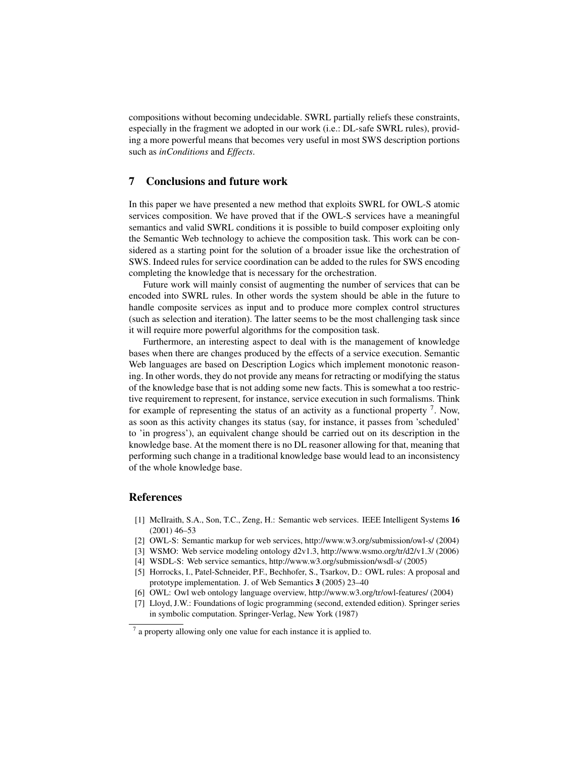compositions without becoming undecidable. SWRL partially reliefs these constraints, especially in the fragment we adopted in our work (i.e.: DL-safe SWRL rules), providing a more powerful means that becomes very useful in most SWS description portions such as *inConditions* and *Effects*.

## 7 Conclusions and future work

In this paper we have presented a new method that exploits SWRL for OWL-S atomic services composition. We have proved that if the OWL-S services have a meaningful semantics and valid SWRL conditions it is possible to build composer exploiting only the Semantic Web technology to achieve the composition task. This work can be considered as a starting point for the solution of a broader issue like the orchestration of SWS. Indeed rules for service coordination can be added to the rules for SWS encoding completing the knowledge that is necessary for the orchestration.

Future work will mainly consist of augmenting the number of services that can be encoded into SWRL rules. In other words the system should be able in the future to handle composite services as input and to produce more complex control structures (such as selection and iteration). The latter seems to be the most challenging task since it will require more powerful algorithms for the composition task.

Furthermore, an interesting aspect to deal with is the management of knowledge bases when there are changes produced by the effects of a service execution. Semantic Web languages are based on Description Logics which implement monotonic reasoning. In other words, they do not provide any means for retracting or modifying the status of the knowledge base that is not adding some new facts. This is somewhat a too restrictive requirement to represent, for instance, service execution in such formalisms. Think for example of representing the status of an activity as a functional property [7]. Now, as soon as this activity changes its status (say, for instance, it passes from 'scheduled' to 'in progress'), an equivalent change should be carried out on its description in the knowledge base. At the moment there is no DL reasoner allowing for that, meaning that performing such change in a traditional knowledge base would lead to an inconsistency of the whole knowledge base.

## References

[1] McIlraith, S.A., Son, T.C., Zeng, H.: Semantic web services. IEEE Intelligent Systems **16** (2001) 46–53

[2] OWL-S: Semantic markup for web services, http://www.w3.org/submission/owl-s/ (2004)

[3] WSMO: Web service modeling ontology d2v1.3, http://www.wsmo.org/tr/d2/v1.3/ (2006)

[4] WSDL-S: Web service semantics, http://www.w3.org/submission/wsdl-s/ (2005)

[5] Horrocks, I., Patel-Schneider, P.F., Bechhofer, S., Tsarkov, D.: OWL rules: A proposal and prototype implementation. J. of Web Semantics **3** (2005) 23–40

[6] OWL: Owl web ontology language overview, http://www.w3.org/tr/owl-features/ (2004)

[7] Lloyd, J.W.: Foundations of logic programming (second, extended edition). Springer series in symbolic computation. Springer-Verlag, New York (1987)

---

[7] a property allowing only one value for each instance it is applied to.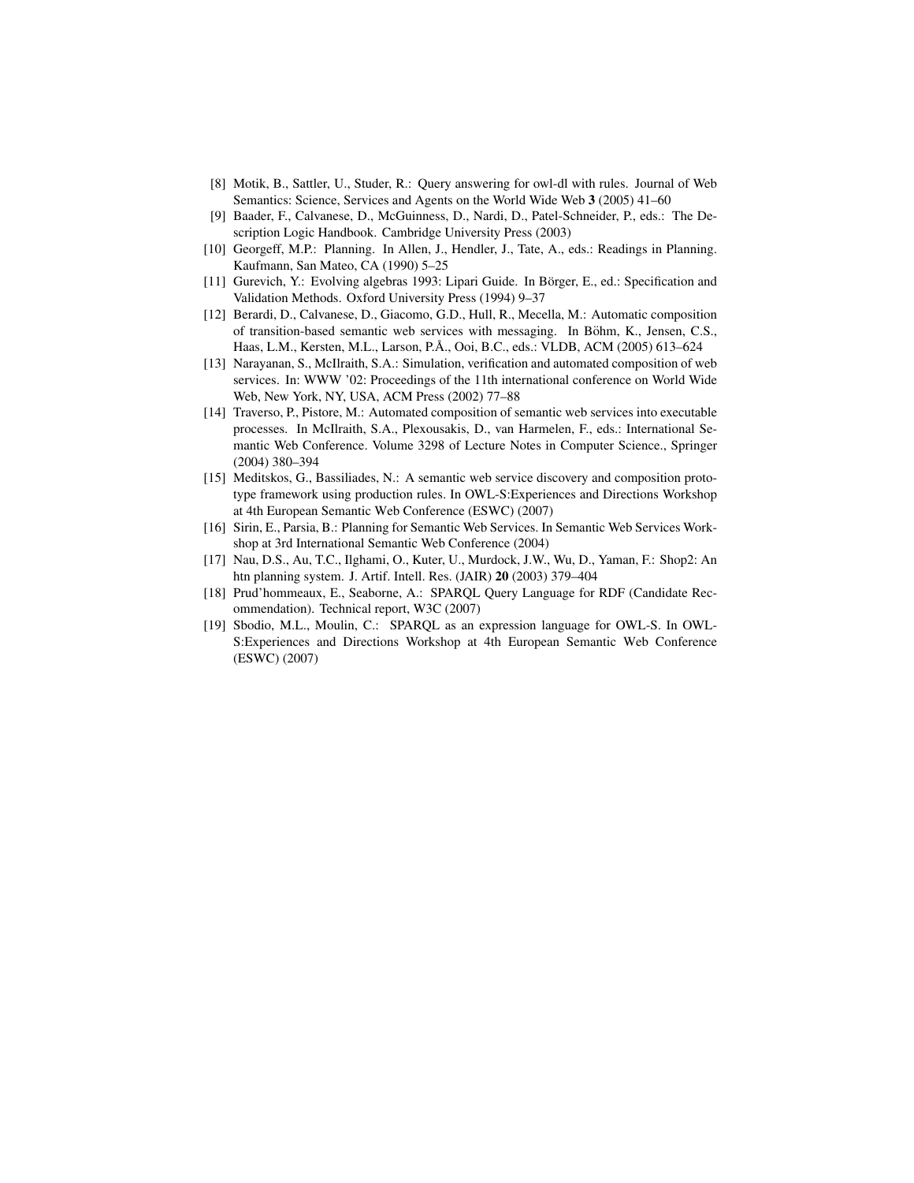[8] Motik, B., Sattler, U., Studer, R.: Query answering for owl-dl with rules. Journal of Web Semantics: Science, Services and Agents on the World Wide Web **3** (2005) 41–60

[9] Baader, F., Calvanese, D., McGuinness, D., Nardi, D., Patel-Schneider, P., eds.: The Description Logic Handbook. Cambridge University Press (2003)

[10] Georgeff, M.P.: Planning. In Allen, J., Hendler, J., Tate, A., eds.: Readings in Planning. Kaufmann, San Mateo, CA (1990) 5–25

[11] Gurevich, Y.: Evolving algebras 1993: Lipari Guide. In Börger, E., ed.: Specification and Validation Methods. Oxford University Press (1994) 9–37

[12] Berardi, D., Calvanese, D., Giacomo, G.D., Hull, R., Mecella, M.: Automatic composition of transition-based semantic web services with messaging. In Böhm, K., Jensen, C.S., Haas, L.M., Kersten, M.L., Larson, P.Å., Ooi, B.C., eds.: VLDB, ACM (2005) 613–624

[13] Narayanan, S., McIlraith, S.A.: Simulation, verification and automated composition of web services. In: WWW '02: Proceedings of the 11th international conference on World Wide Web, New York, NY, USA, ACM Press (2002) 77–88

[14] Traverso, P., Pistore, M.: Automated composition of semantic web services into executable processes. In McIlraith, S.A., Plexousakis, D., van Harmelen, F., eds.: International Semantic Web Conference. Volume 3298 of Lecture Notes in Computer Science., Springer (2004) 380–394

[15] Meditskos, G., Bassiliades, N.: A semantic web service discovery and composition prototype framework using production rules. In OWL-S:Experiences and Directions Workshop at 4th European Semantic Web Conference (ESWC) (2007)

[16] Sirin, E., Parsia, B.: Planning for Semantic Web Services. In Semantic Web Services Workshop at 3rd International Semantic Web Conference (2004)

[17] Nau, D.S., Au, T.C., Ilghami, O., Kuter, U., Murdock, J.W., Wu, D., Yaman, F.: Shop2: An htn planning system. J. Artif. Intell. Res. (JAIR) **20** (2003) 379–404

[18] Prud'hommeaux, E., Seaborne, A.: SPARQL Query Language for RDF (Candidate Recommendation). Technical report, W3C (2007)

[19] Sbodio, M.L., Moulin, C.: SPARQL as an expression language for OWL-S. In OWL-S:Experiences and Directions Workshop at 4th European Semantic Web Conference (ESWC) (2007)